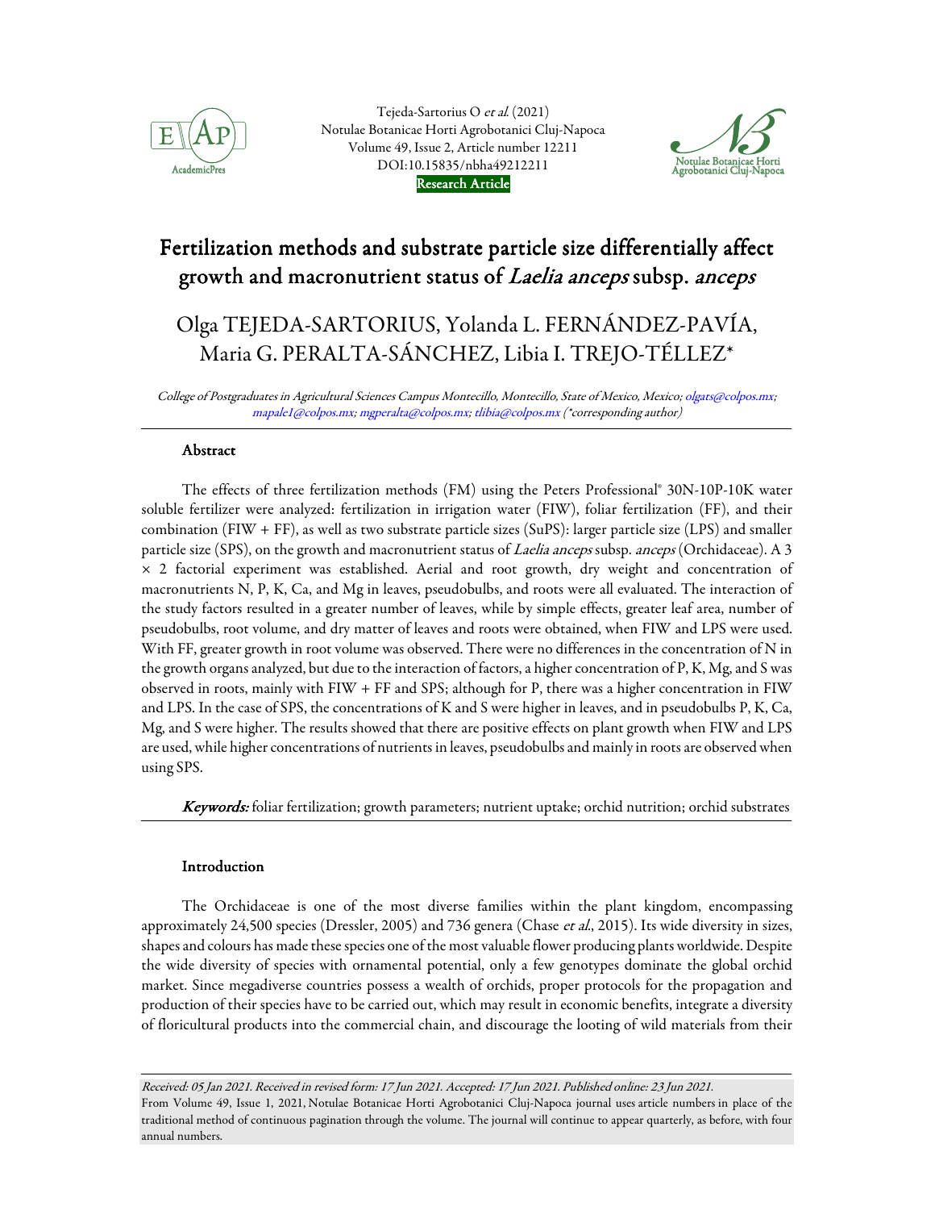Tejeda-Sartorius O *et al.* (2021)
Notulae Botanicae Horti Agrobotanici Cluj-Napoca
Volume 49, Issue 2, Article number 12211
DOI:10.15835/nbha49212211
**Research Article**

# Fertilization methods and substrate particle size differentially affect growth and macronutrient status of *Laelia anceps* subsp. *anceps*

## Olga TEJEDA-SARTORIUS, Yolanda L. FERNÁNDEZ-PAVÍA, Maria G. PERALTA-SÁNCHEZ, Libia I. TREJO-TÉLLEZ*

*College of Postgraduates in Agricultural Sciences Campus Montecillo, Montecillo, State of Mexico, Mexico; olgats@colpos.mx; mapale1@colpos.mx; mgperalta@colpos.mx; tlibia@colpos.mx (*corresponding author)*

### Abstract

The effects of three fertilization methods (FM) using the Peters Professional® 30N-10P-10K water soluble fertilizer were analyzed: fertilization in irrigation water (FIW), foliar fertilization (FF), and their combination (FIW + FF), as well as two substrate particle sizes (SuPS): larger particle size (LPS) and smaller particle size (SPS), on the growth and macronutrient status of *Laelia anceps* subsp. *anceps* (Orchidaceae). A 3 × 2 factorial experiment was established. Aerial and root growth, dry weight and concentration of macronutrients N, P, K, Ca, and Mg in leaves, pseudobulbs, and roots were all evaluated. The interaction of the study factors resulted in a greater number of leaves, while by simple effects, greater leaf area, number of pseudobulbs, root volume, and dry matter of leaves and roots were obtained, when FIW and LPS were used. With FF, greater growth in root volume was observed. There were no differences in the concentration of N in the growth organs analyzed, but due to the interaction of factors, a higher concentration of P, K, Mg, and S was observed in roots, mainly with FIW + FF and SPS; although for P, there was a higher concentration in FIW and LPS. In the case of SPS, the concentrations of K and S were higher in leaves, and in pseudobulbs P, K, Ca, Mg, and S were higher. The results showed that there are positive effects on plant growth when FIW and LPS are used, while higher concentrations of nutrients in leaves, pseudobulbs and mainly in roots are observed when using SPS.

***Keywords:*** foliar fertilization; growth parameters; nutrient uptake; orchid nutrition; orchid substrates

### Introduction

The Orchidaceae is one of the most diverse families within the plant kingdom, encompassing approximately 24,500 species (Dressler, 2005) and 736 genera (Chase *et al.*, 2015). Its wide diversity in sizes, shapes and colours has made these species one of the most valuable flower producing plants worldwide. Despite the wide diversity of species with ornamental potential, only a few genotypes dominate the global orchid market. Since megadiverse countries possess a wealth of orchids, proper protocols for the propagation and production of their species have to be carried out, which may result in economic benefits, integrate a diversity of floricultural products into the commercial chain, and discourage the looting of wild materials from their

*Received: 05 Jan 2021. Received in revised form: 17 Jun 2021. Accepted: 17 Jun 2021. Published online: 23 Jun 2021.*
From Volume 49, Issue 1, 2021, Notulae Botanicae Horti Agrobotanici Cluj-Napoca journal uses article numbers in place of the traditional method of continuous pagination through the volume. The journal will continue to appear quarterly, as before, with four annual numbers.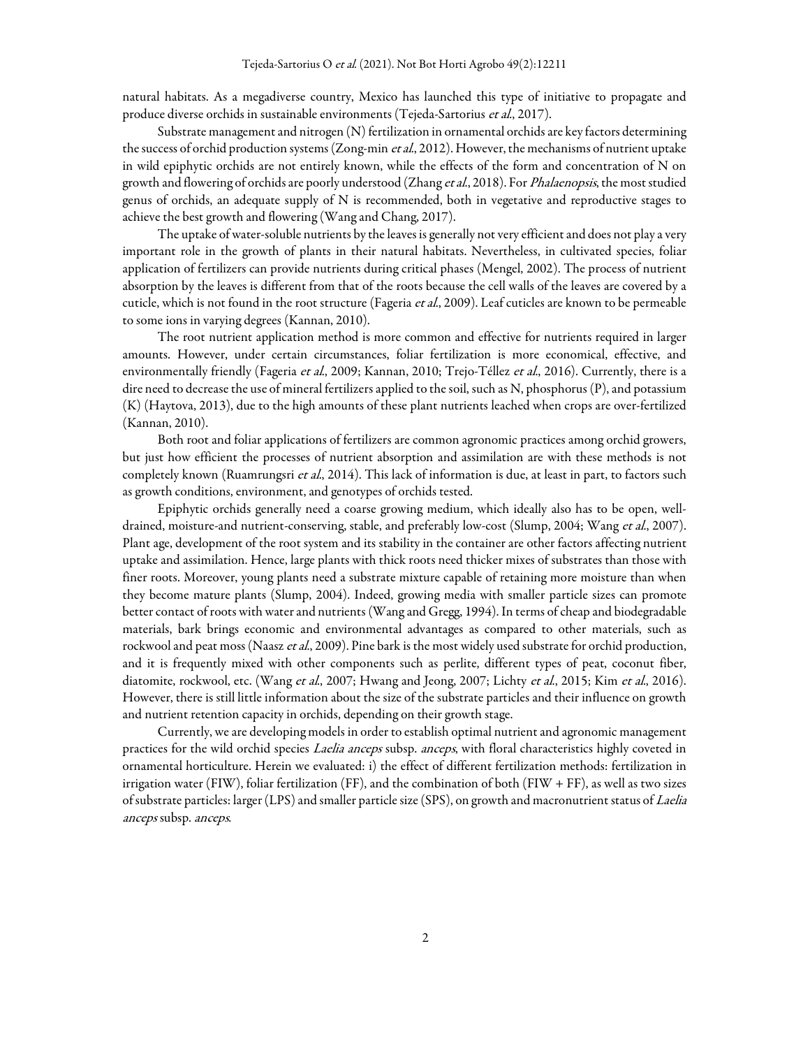natural habitats. As a megadiverse country, Mexico has launched this type of initiative to propagate and produce diverse orchids in sustainable environments (Tejeda-Sartorius *et al*., 2017).

Substrate management and nitrogen (N) fertilization in ornamental orchids are key factors determining the success of orchid production systems (Zong-min *et al*., 2012). However, the mechanisms of nutrient uptake in wild epiphytic orchids are not entirely known, while the effects of the form and concentration of N on growth and flowering of orchids are poorly understood (Zhang *et al*., 2018). For *Phalaenopsis*, the most studied genus of orchids, an adequate supply of N is recommended, both in vegetative and reproductive stages to achieve the best growth and flowering (Wang and Chang, 2017).

The uptake of water-soluble nutrients by the leaves is generally not very efficient and does not play a very important role in the growth of plants in their natural habitats. Nevertheless, in cultivated species, foliar application of fertilizers can provide nutrients during critical phases (Mengel, 2002). The process of nutrient absorption by the leaves is different from that of the roots because the cell walls of the leaves are covered by a cuticle, which is not found in the root structure (Fageria *et al*., 2009). Leaf cuticles are known to be permeable to some ions in varying degrees (Kannan, 2010).

The root nutrient application method is more common and effective for nutrients required in larger amounts. However, under certain circumstances, foliar fertilization is more economical, effective, and environmentally friendly (Fageria *et al*., 2009; Kannan, 2010; Trejo-Téllez *et al*., 2016). Currently, there is a dire need to decrease the use of mineral fertilizers applied to the soil, such as N, phosphorus (P), and potassium (K) (Haytova, 2013), due to the high amounts of these plant nutrients leached when crops are over-fertilized (Kannan, 2010).

Both root and foliar applications of fertilizers are common agronomic practices among orchid growers, but just how efficient the processes of nutrient absorption and assimilation are with these methods is not completely known (Ruamrungsri *et al*., 2014). This lack of information is due, at least in part, to factors such as growth conditions, environment, and genotypes of orchids tested.

Epiphytic orchids generally need a coarse growing medium, which ideally also has to be open, well-drained, moisture-and nutrient-conserving, stable, and preferably low-cost (Slump, 2004; Wang *et al*., 2007). Plant age, development of the root system and its stability in the container are other factors affecting nutrient uptake and assimilation. Hence, large plants with thick roots need thicker mixes of substrates than those with finer roots. Moreover, young plants need a substrate mixture capable of retaining more moisture than when they become mature plants (Slump, 2004). Indeed, growing media with smaller particle sizes can promote better contact of roots with water and nutrients (Wang and Gregg, 1994). In terms of cheap and biodegradable materials, bark brings economic and environmental advantages as compared to other materials, such as rockwool and peat moss (Naasz *et al*., 2009). Pine bark is the most widely used substrate for orchid production, and it is frequently mixed with other components such as perlite, different types of peat, coconut fiber, diatomite, rockwool, etc. (Wang *et al*., 2007; Hwang and Jeong, 2007; Lichty *et al*., 2015; Kim *et al*., 2016). However, there is still little information about the size of the substrate particles and their influence on growth and nutrient retention capacity in orchids, depending on their growth stage.

Currently, we are developing models in order to establish optimal nutrient and agronomic management practices for the wild orchid species *Laelia anceps* subsp. *anceps*, with floral characteristics highly coveted in ornamental horticulture. Herein we evaluated: i) the effect of different fertilization methods: fertilization in irrigation water (FIW), foliar fertilization (FF), and the combination of both (FIW + FF), as well as two sizes of substrate particles: larger (LPS) and smaller particle size (SPS), on growth and macronutrient status of *Laelia anceps* subsp. *anceps*.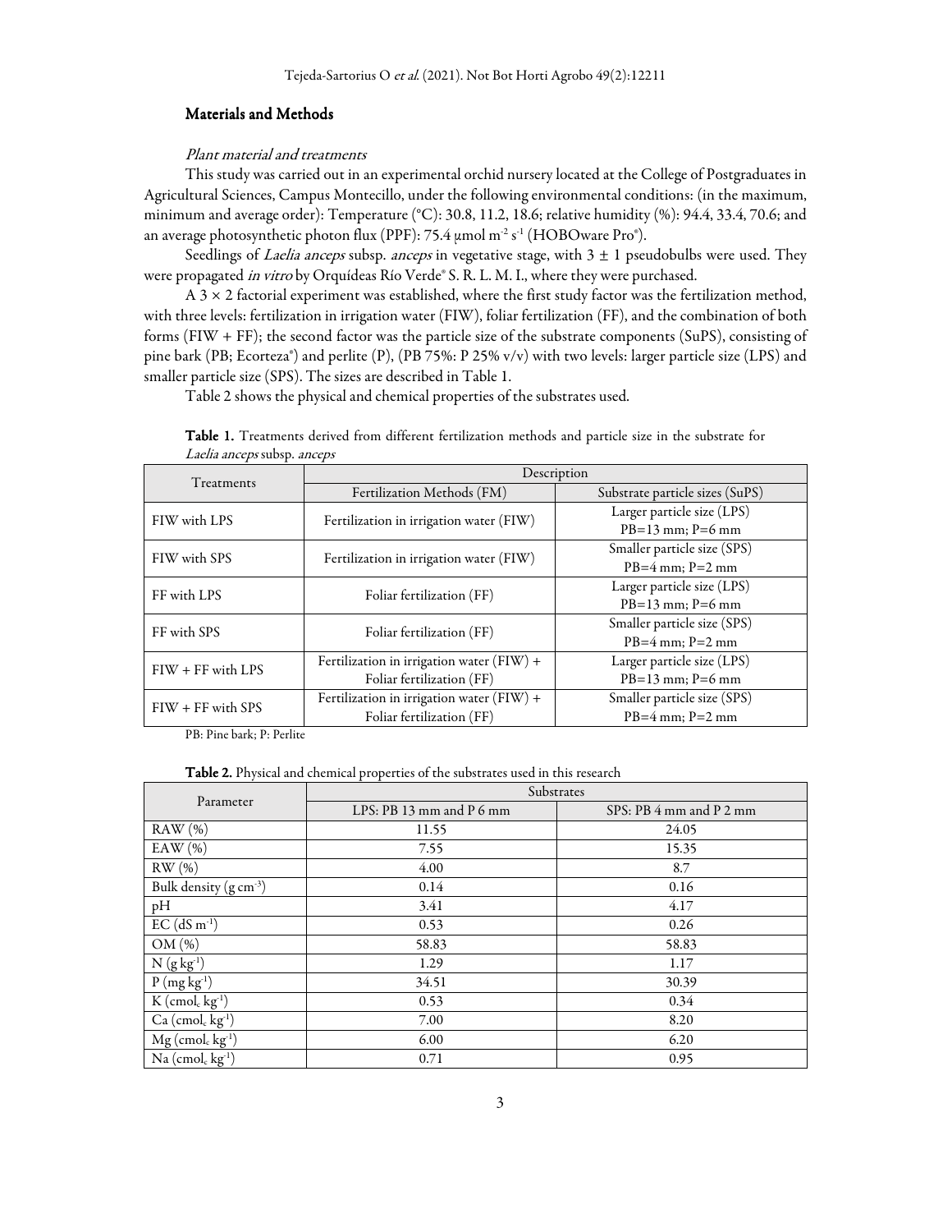## Materials and Methods

### *Plant material and treatments*

This study was carried out in an experimental orchid nursery located at the College of Postgraduates in Agricultural Sciences, Campus Montecillo, under the following environmental conditions: (in the maximum, minimum and average order): Temperature (°C): 30.8, 11.2, 18.6; relative humidity (%): 94.4, 33.4, 70.6; and an average photosynthetic photon flux (PPF): 75.4 µmol m$^{-2}$ s$^{-1}$ (HOBOware Pro®).

Seedlings of *Laelia anceps* subsp. *anceps* in vegetative stage, with 3 ± 1 pseudobulbs were used. They were propagated *in vitro* by Orquídeas Río Verde® S. R. L. M. I., where they were purchased.

A 3 × 2 factorial experiment was established, where the first study factor was the fertilization method, with three levels: fertilization in irrigation water (FIW), foliar fertilization (FF), and the combination of both forms (FIW + FF); the second factor was the particle size of the substrate components (SuPS), consisting of pine bark (PB; Ecorteza®) and perlite (P), (PB 75%: P 25% v/v) with two levels: larger particle size (LPS) and smaller particle size (SPS). The sizes are described in Table 1.

Table 2 shows the physical and chemical properties of the substrates used.

**Table 1.** Treatments derived from different fertilization methods and particle size in the substrate for *Laelia anceps* subsp. *anceps*

| Treatments | Description | |
|---|---|---|
| | Fertilization Methods (FM) | Substrate particle sizes (SuPS) |
| FIW with LPS | Fertilization in irrigation water (FIW) | Larger particle size (LPS) PB=13 mm; P=6 mm |
| FIW with SPS | Fertilization in irrigation water (FIW) | Smaller particle size (SPS) PB=4 mm; P=2 mm |
| FF with LPS | Foliar fertilization (FF) | Larger particle size (LPS) PB=13 mm; P=6 mm |
| FF with SPS | Foliar fertilization (FF) | Smaller particle size (SPS) PB=4 mm; P=2 mm |
| FIW + FF with LPS | Fertilization in irrigation water (FIW) + Foliar fertilization (FF) | Larger particle size (LPS) PB=13 mm; P=6 mm |
| FIW + FF with SPS | Fertilization in irrigation water (FIW) + Foliar fertilization (FF) | Smaller particle size (SPS) PB=4 mm; P=2 mm |

PB: Pine bark; P: Perlite

**Table 2.** Physical and chemical properties of the substrates used in this research

| Parameter | Substrates | |
|---|---|---|
| | LPS: PB 13 mm and P 6 mm | SPS: PB 4 mm and P 2 mm |
| RAW (%) | 11.55 | 24.05 |
| EAW (%) | 7.55 | 15.35 |
| RW (%) | 4.00 | 8.7 |
| Bulk density (g cm$^{-3}$) | 0.14 | 0.16 |
| pH | 3.41 | 4.17 |
| EC (dS m$^{-1}$) | 0.53 | 0.26 |
| OM (%) | 58.83 | 58.83 |
| N (g kg$^{-1}$) | 1.29 | 1.17 |
| P (mg kg$^{-1}$) | 34.51 | 30.39 |
| K (cmol$_c$ kg$^{-1}$) | 0.53 | 0.34 |
| Ca (cmol$_c$ kg$^{-1}$) | 7.00 | 8.20 |
| Mg (cmol$_c$ kg$^{-1}$) | 6.00 | 6.20 |
| Na (cmol$_c$ kg$^{-1}$) | 0.71 | 0.95 |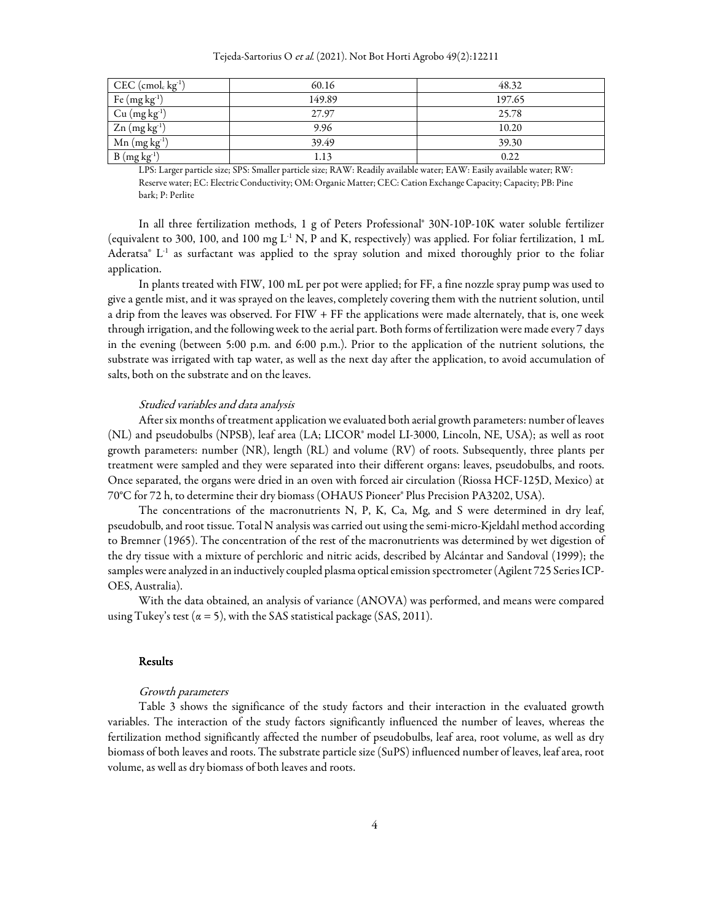| CEC ($cmol_c$ $kg^{-1}$) | 60.16 | 48.32 |
|---|---|---|
| Fe ($mg$ $kg^{-1}$) | 149.89 | 197.65 |
| Cu ($mg$ $kg^{-1}$) | 27.97 | 25.78 |
| Zn ($mg$ $kg^{-1}$) | 9.96 | 10.20 |
| Mn ($mg$ $kg^{-1}$) | 39.49 | 39.30 |
| B ($mg$ $kg^{-1}$) | 1.13 | 0.22 |

LPS: Larger particle size; SPS: Smaller particle size; RAW: Readily available water; EAW: Easily available water; RW: Reserve water; EC: Electric Conductivity; OM: Organic Matter; CEC: Cation Exchange Capacity; Capacity; PB: Pine bark; P: Perlite

In all three fertilization methods, 1 g of Peters Professional® 30N-10P-10K water soluble fertilizer (equivalent to 300, 100, and 100 mg $L^{-1}$ N, P and K, respectively) was applied. For foliar fertilization, 1 mL Aderatsa® $L^{-1}$ as surfactant was applied to the spray solution and mixed thoroughly prior to the foliar application.

In plants treated with FIW, 100 mL per pot were applied; for FF, a fine nozzle spray pump was used to give a gentle mist, and it was sprayed on the leaves, completely covering them with the nutrient solution, until a drip from the leaves was observed. For FIW + FF the applications were made alternately, that is, one week through irrigation, and the following week to the aerial part. Both forms of fertilization were made every 7 days in the evening (between 5:00 p.m. and 6:00 p.m.). Prior to the application of the nutrient solutions, the substrate was irrigated with tap water, as well as the next day after the application, to avoid accumulation of salts, both on the substrate and on the leaves.

### *Studied variables and data analysis*

After six months of treatment application we evaluated both aerial growth parameters: number of leaves (NL) and pseudobulbs (NPSB), leaf area (LA; LICOR® model LI-3000, Lincoln, NE, USA); as well as root growth parameters: number (NR), length (RL) and volume (RV) of roots. Subsequently, three plants per treatment were sampled and they were separated into their different organs: leaves, pseudobulbs, and roots. Once separated, the organs were dried in an oven with forced air circulation (Riossa HCF-125D, Mexico) at 70°C for 72 h, to determine their dry biomass (OHAUS Pioneer® Plus Precision PA3202, USA).

The concentrations of the macronutrients N, P, K, Ca, Mg, and S were determined in dry leaf, pseudobulb, and root tissue. Total N analysis was carried out using the semi-micro-Kjeldahl method according to Bremner (1965). The concentration of the rest of the macronutrients was determined by wet digestion of the dry tissue with a mixture of perchloric and nitric acids, described by Alcántar and Sandoval (1999); the samples were analyzed in an inductively coupled plasma optical emission spectrometer (Agilent 725 Series ICP-OES, Australia).

With the data obtained, an analysis of variance (ANOVA) was performed, and means were compared using Tukey's test ($\alpha = 5$), with the SAS statistical package (SAS, 2011).

## Results

### *Growth parameters*

Table 3 shows the significance of the study factors and their interaction in the evaluated growth variables. The interaction of the study factors significantly influenced the number of leaves, whereas the fertilization method significantly affected the number of pseudobulbs, leaf area, root volume, as well as dry biomass of both leaves and roots. The substrate particle size (SuPS) influenced number of leaves, leaf area, root volume, as well as dry biomass of both leaves and roots.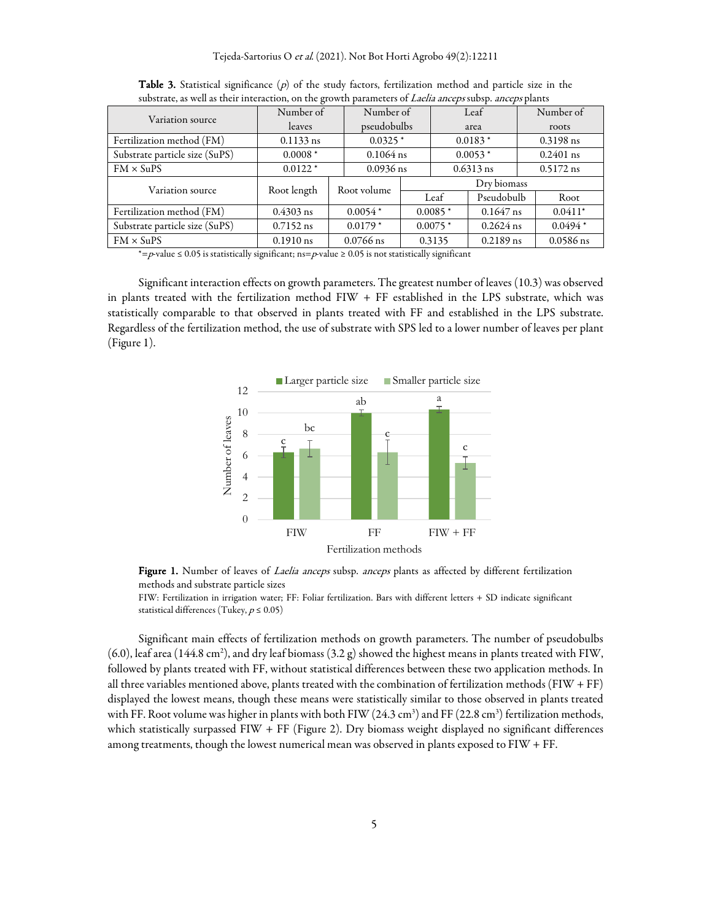**Table 3.** Statistical significance ($p$) of the study factors, fertilization method and particle size in the substrate, as well as their interaction, on the growth parameters of *Laelia anceps* subsp. *anceps* plants

| Variation source | Number of leaves | Number of pseudobulbs | Leaf area | Number of roots | | |
|---|---|---|---|---|---|---|
| Fertilization method (FM) | 0.1133 ns | 0.0325 * | 0.0183 * | 0.3198 ns | | |
| Substrate particle size (SuPS) | 0.0008 * | 0.1064 ns | 0.0053 * | 0.2401 ns | | |
| FM × SuPS | 0.0122 * | 0.0936 ns | 0.6313 ns | 0.5172 ns | | |
| **Variation source** | **Root length** | **Root volume** | **Dry biomass** | | | |
| | | | **Leaf** | **Pseudobulb** | **Root** | |
| Fertilization method (FM) | 0.4303 ns | 0.0054 * | 0.0085 * | 0.1647 ns | 0.0411* | |
| Substrate particle size (SuPS) | 0.7152 ns | 0.0179 * | 0.0075 * | 0.2624 ns | 0.0494 * | |
| FM × SuPS | 0.1910 ns | 0.0766 ns | 0.3135 | 0.2189 ns | 0.0586 ns | |

*=$p$-value ≤ 0.05 is statistically significant; ns=$p$-value ≥ 0.05 is not statistically significant

Significant interaction effects on growth parameters. The greatest number of leaves (10.3) was observed in plants treated with the fertilization method FIW + FF established in the LPS substrate, which was statistically comparable to that observed in plants treated with FF and established in the LPS substrate. Regardless of the fertilization method, the use of substrate with SPS led to a lower number of leaves per plant (Figure 1).

**Figure 1.** Number of leaves of *Laelia anceps* subsp. *anceps* plants as affected by different fertilization methods and substrate particle sizes

FIW: Fertilization in irrigation water; FF: Foliar fertilization. Bars with different letters + SD indicate significant statistical differences (Tukey, $p \leq 0.05$)

Significant main effects of fertilization methods on growth parameters. The number of pseudobulbs (6.0), leaf area (144.8 $cm^2$), and dry leaf biomass (3.2 g) showed the highest means in plants treated with FIW, followed by plants treated with FF, without statistical differences between these two application methods. In all three variables mentioned above, plants treated with the combination of fertilization methods (FIW + FF) displayed the lowest means, though these means were statistically similar to those observed in plants treated with FF. Root volume was higher in plants with both FIW (24.3 $cm^3$) and FF (22.8 $cm^3$) fertilization methods, which statistically surpassed FIW + FF (Figure 2). Dry biomass weight displayed no significant differences among treatments, though the lowest numerical mean was observed in plants exposed to FIW + FF.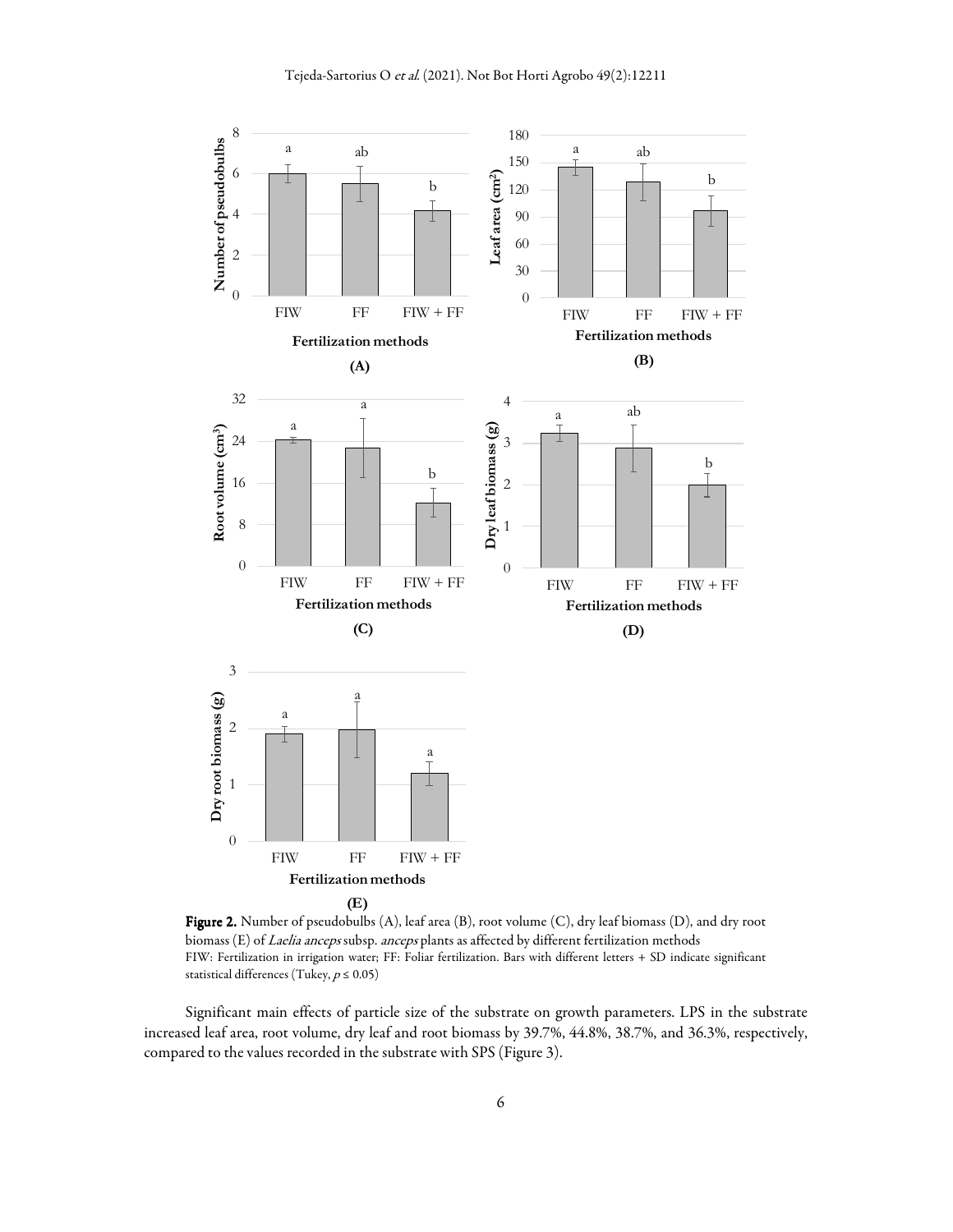Figure 2. Number of pseudobulbs (A), leaf area (B), root volume (C), dry leaf biomass (D), and dry root biomass (E) of *Laelia anceps* subsp. *anceps* plants as affected by different fertilization methods
FIW: Fertilization in irrigation water; FF: Foliar fertilization. Bars with different letters + SD indicate significant statistical differences (Tukey, $p \leq 0.05$)

Significant main effects of particle size of the substrate on growth parameters. LPS in the substrate increased leaf area, root volume, dry leaf and root biomass by 39.7%, 44.8%, 38.7%, and 36.3%, respectively, compared to the values recorded in the substrate with SPS (Figure 3).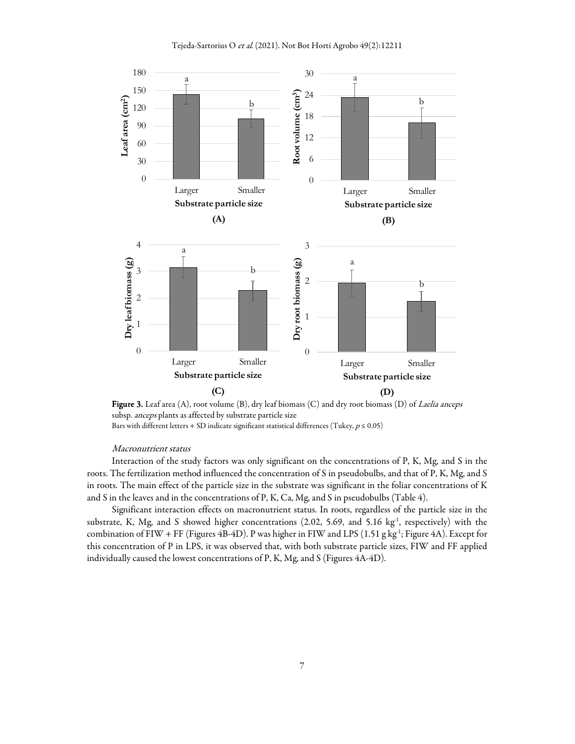**Figure 3.** Leaf area (A), root volume (B), dry leaf biomass (C) and dry root biomass (D) of *Laelia anceps* subsp. *anceps* plants as affected by substrate particle size

Bars with different letters + SD indicate significant statistical differences (Tukey, $p \leq 0.05$)

*Macronutrient status*

Interaction of the study factors was only significant on the concentrations of P, K, Mg, and S in the roots. The fertilization method influenced the concentration of S in pseudobulbs, and that of P, K, Mg, and S in roots. The main effect of the particle size in the substrate was significant in the foliar concentrations of K and S in the leaves and in the concentrations of P, K, Ca, Mg, and S in pseudobulbs (Table 4).

Significant interaction effects on macronutrient status. In roots, regardless of the particle size in the substrate, K, Mg, and S showed higher concentrations (2.02, 5.69, and 5.16 $kg^{-1}$, respectively) with the combination of FIW + FF (Figures 4B-4D). P was higher in FIW and LPS (1.51 g $kg^{-1}$; Figure 4A). Except for this concentration of P in LPS, it was observed that, with both substrate particle sizes, FIW and FF applied individually caused the lowest concentrations of P, K, Mg, and S (Figures 4A-4D).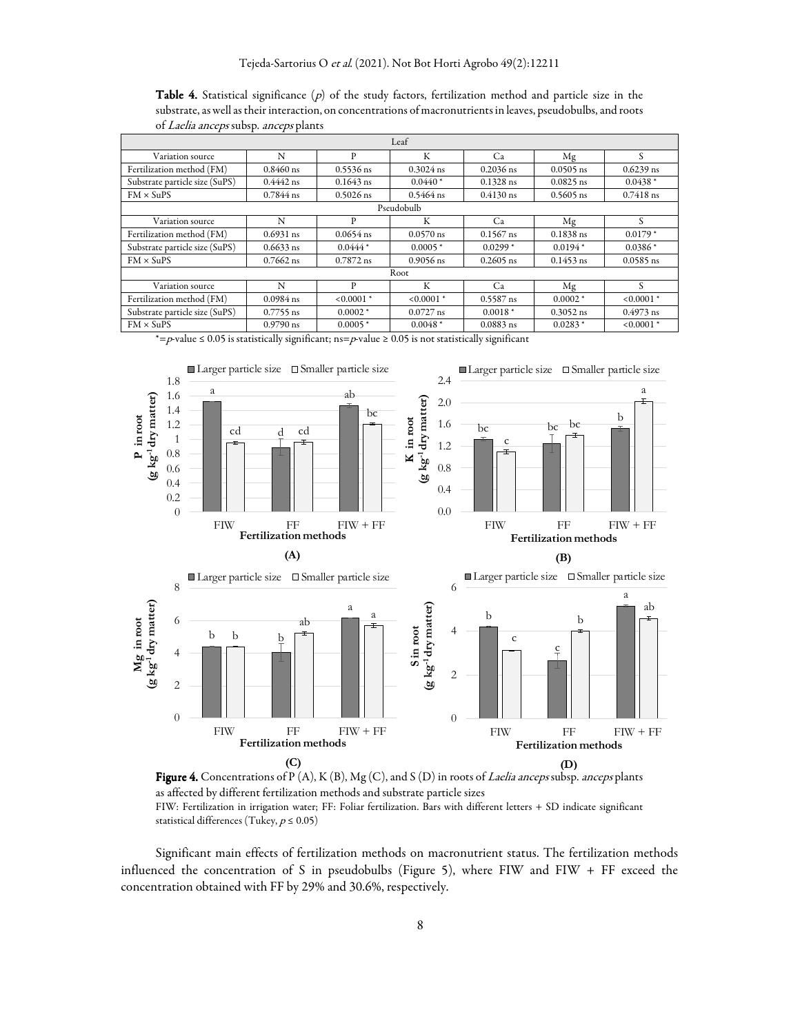**Table 4.** Statistical significance (*p*) of the study factors, fertilization method and particle size in the substrate, as well as their interaction, on concentrations of macronutrients in leaves, pseudobulbs, and roots of *Laelia anceps* subsp. *anceps* plants

| Leaf | | | | | | |
|---|---|---|---|---|---|---|
| Variation source | N | P | K | Ca | Mg | S |
| Fertilization method (FM) | 0.8460 ns | 0.5536 ns | 0.3024 ns | 0.2036 ns | 0.0505 ns | 0.6239 ns |
| Substrate particle size (SuPS) | 0.4442 ns | 0.1643 ns | 0.0440 * | 0.1328 ns | 0.0825 ns | 0.0438 * |
| FM × SuPS | 0.7844 ns | 0.5026 ns | 0.5464 ns | 0.4130 ns | 0.5605 ns | 0.7418 ns |
| **Pseudobulb** | | | | | | |
| Variation source | N | P | K | Ca | Mg | S |
| Fertilization method (FM) | 0.6931 ns | 0.0654 ns | 0.0570 ns | 0.1567 ns | 0.1838 ns | 0.0179 * |
| Substrate particle size (SuPS) | 0.6633 ns | 0.0444 * | 0.0005 * | 0.0299 * | 0.0194 * | 0.0386 * |
| FM × SuPS | 0.7662 ns | 0.7872 ns | 0.9056 ns | 0.2605 ns | 0.1453 ns | 0.0585 ns |
| **Root** | | | | | | |
| Variation source | N | P | K | Ca | Mg | S |
| Fertilization method (FM) | 0.0984 ns | <0.0001 * | <0.0001 * | 0.5587 ns | 0.0002 * | <0.0001 * |
| Substrate particle size (SuPS) | 0.7755 ns | 0.0002 * | 0.0727 ns | 0.0018 * | 0.3052 ns | 0.4973 ns |
| FM × SuPS | 0.9790 ns | 0.0005 * | 0.0048 * | 0.0883 ns | 0.0283 * | <0.0001 * |

*= $p$-value ≤ 0.05 is statistically significant; ns= $p$-value ≥ 0.05 is not statistically significant

**Figure 4.** Concentrations of P (A), K (B), Mg (C), and S (D) in roots of *Laelia anceps* subsp. *anceps* plants as affected by different fertilization methods and substrate particle sizes

FIW: Fertilization in irrigation water; FF: Foliar fertilization. Bars with different letters + SD indicate significant statistical differences (Tukey, $p \leq 0.05$)

Significant main effects of fertilization methods on macronutrient status. The fertilization methods influenced the concentration of S in pseudobulbs (Figure 5), where FIW and FIW + FF exceed the concentration obtained with FF by 29% and 30.6%, respectively.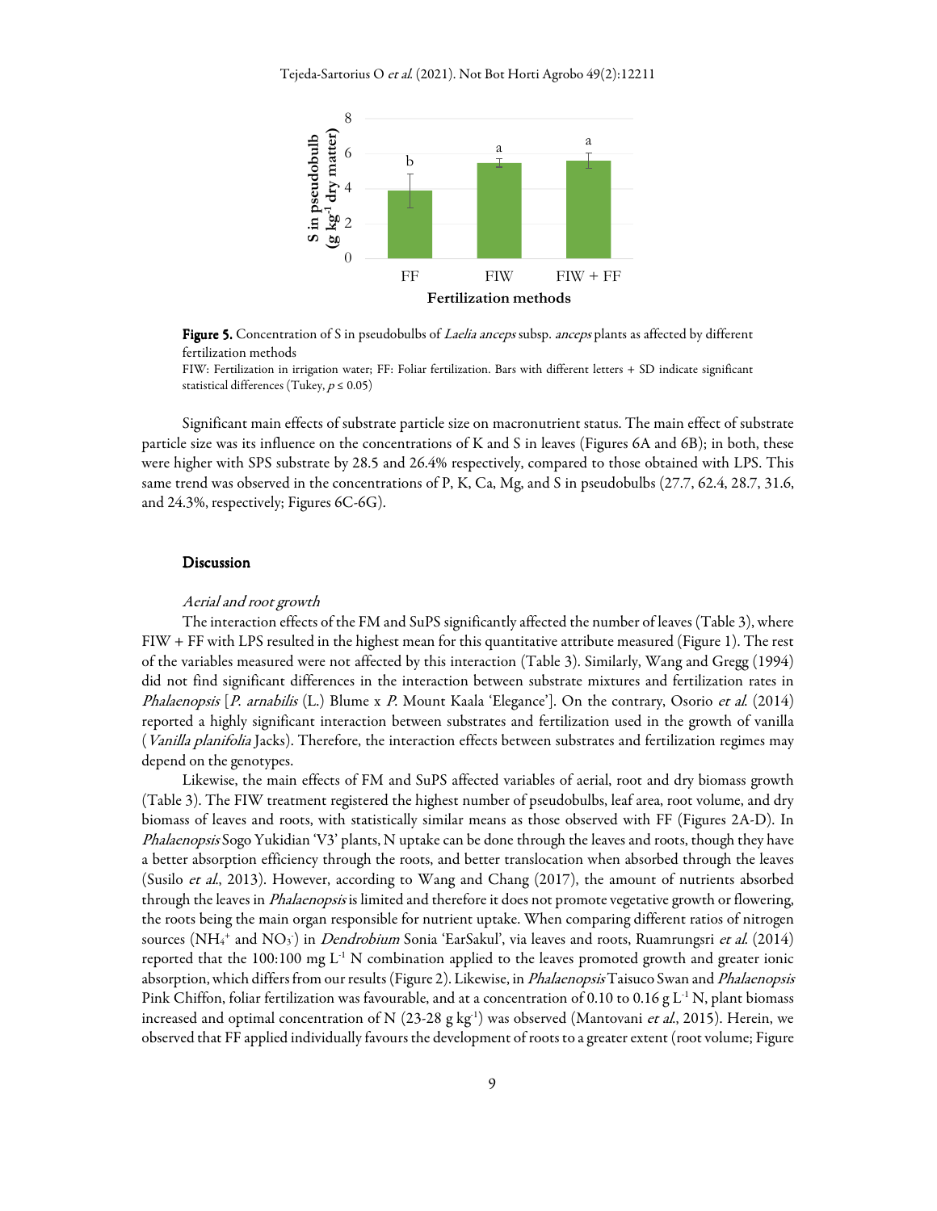**Figure 5.** Concentration of S in pseudobulbs of *Laelia anceps* subsp. *anceps* plants as affected by different fertilization methods

FIW: Fertilization in irrigation water; FF: Foliar fertilization. Bars with different letters + SD indicate significant statistical differences (Tukey, $p \leq 0.05$)

Significant main effects of substrate particle size on macronutrient status. The main effect of substrate particle size was its influence on the concentrations of K and S in leaves (Figures 6A and 6B); in both, these were higher with SPS substrate by 28.5 and 26.4% respectively, compared to those obtained with LPS. This same trend was observed in the concentrations of P, K, Ca, Mg, and S in pseudobulbs (27.7, 62.4, 28.7, 31.6, and 24.3%, respectively; Figures 6C-6G).

## Discussion

### *Aerial and root growth*

The interaction effects of the FM and SuPS significantly affected the number of leaves (Table 3), where FIW + FF with LPS resulted in the highest mean for this quantitative attribute measured (Figure 1). The rest of the variables measured were not affected by this interaction (Table 3). Similarly, Wang and Gregg (1994) did not find significant differences in the interaction between substrate mixtures and fertilization rates in *Phalaenopsis* [*P. arnabilis* (L.) Blume x *P.* Mount Kaala 'Elegance']. On the contrary, Osorio *et al.* (2014) reported a highly significant interaction between substrates and fertilization used in the growth of vanilla (*Vanilla planifolia* Jacks). Therefore, the interaction effects between substrates and fertilization regimes may depend on the genotypes.

Likewise, the main effects of FM and SuPS affected variables of aerial, root and dry biomass growth (Table 3). The FIW treatment registered the highest number of pseudobulbs, leaf area, root volume, and dry biomass of leaves and roots, with statistically similar means as those observed with FF (Figures 2A-D). In *Phalaenopsis* Sogo Yukidian 'V3' plants, N uptake can be done through the leaves and roots, though they have a better absorption efficiency through the roots, and better translocation when absorbed through the leaves (Susilo *et al.*, 2013). However, according to Wang and Chang (2017), the amount of nutrients absorbed through the leaves in *Phalaenopsis* is limited and therefore it does not promote vegetative growth or flowering, the roots being the main organ responsible for nutrient uptake. When comparing different ratios of nitrogen sources ($NH_4^+$ and $NO_3^-$) in *Dendrobium* Sonia 'EarSakul', via leaves and roots, Ruamrungsri *et al.* (2014) reported that the 100:100 mg $L^{-1}$ N combination applied to the leaves promoted growth and greater ionic absorption, which differs from our results (Figure 2). Likewise, in *Phalaenopsis* Taisuco Swan and *Phalaenopsis* Pink Chiffon, foliar fertilization was favourable, and at a concentration of 0.10 to 0.16 g $L^{-1}$ N, plant biomass increased and optimal concentration of N (23-28 g $kg^{-1}$) was observed (Mantovani *et al.*, 2015). Herein, we observed that FF applied individually favours the development of roots to a greater extent (root volume; Figure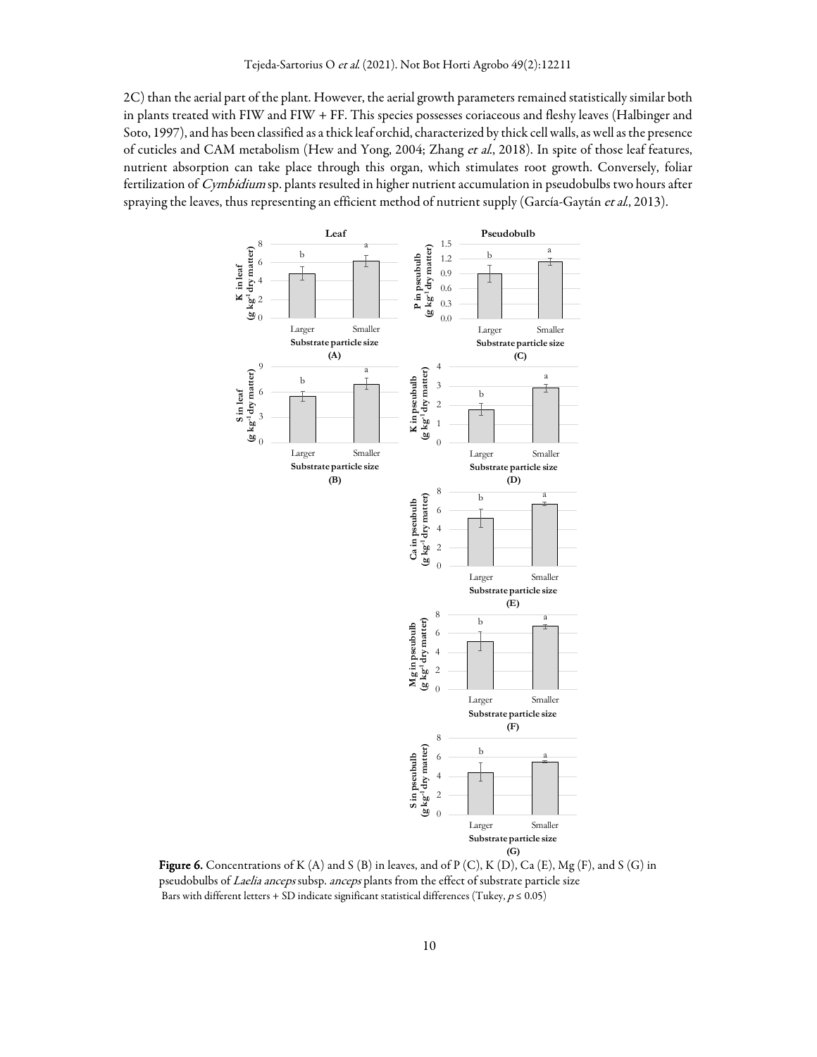2C) than the aerial part of the plant. However, the aerial growth parameters remained statistically similar both in plants treated with FIW and FIW + FF. This species possesses coriaceous and fleshy leaves (Halbinger and Soto, 1997), and has been classified as a thick leaf orchid, characterized by thick cell walls, as well as the presence of cuticles and CAM metabolism (Hew and Yong, 2004; Zhang *et al.*, 2018). In spite of those leaf features, nutrient absorption can take place through this organ, which stimulates root growth. Conversely, foliar fertilization of *Cymbidium* sp. plants resulted in higher nutrient accumulation in pseudobulbs two hours after spraying the leaves, thus representing an efficient method of nutrient supply (García-Gaytán *et al.*, 2013).

**Figure 6.** Concentrations of K (A) and S (B) in leaves, and of P (C), K (D), Ca (E), Mg (F), and S (G) in pseudobulbs of *Laelia anceps* subsp. *anceps* plants from the effect of substrate particle size
Bars with different letters + SD indicate significant statistical differences (Tukey, $p \leq 0.05$)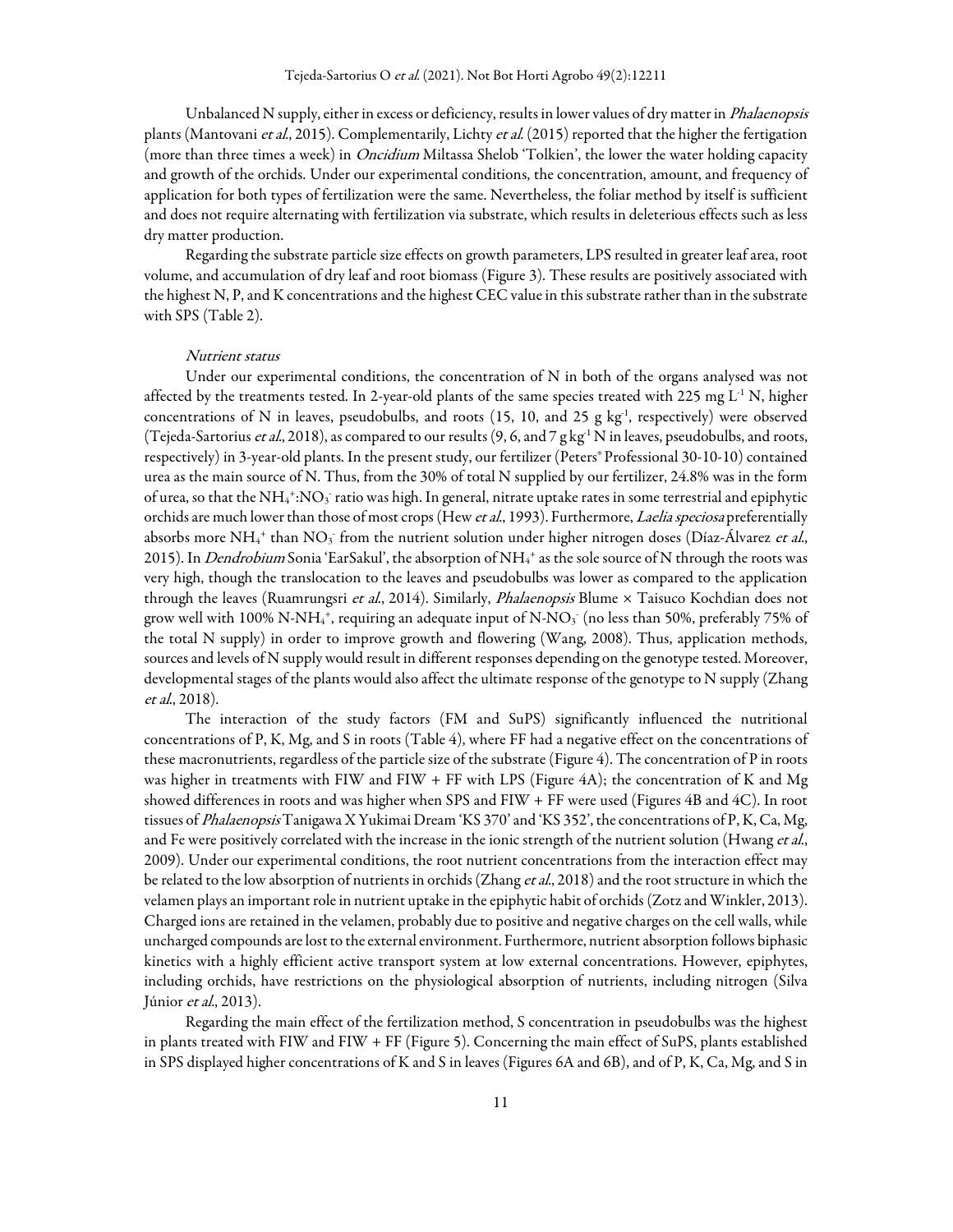Unbalanced N supply, either in excess or deficiency, results in lower values of dry matter in *Phalaenopsis* plants (Mantovani *et al*., 2015). Complementarily, Lichty *et al.* (2015) reported that the higher the fertigation (more than three times a week) in *Oncidium* Miltassa Shelob 'Tolkien', the lower the water holding capacity and growth of the orchids. Under our experimental conditions, the concentration, amount, and frequency of application for both types of fertilization were the same. Nevertheless, the foliar method by itself is sufficient and does not require alternating with fertilization via substrate, which results in deleterious effects such as less dry matter production.

Regarding the substrate particle size effects on growth parameters, LPS resulted in greater leaf area, root volume, and accumulation of dry leaf and root biomass (Figure 3). These results are positively associated with the highest N, P, and K concentrations and the highest CEC value in this substrate rather than in the substrate with SPS (Table 2).

*Nutrient status*

Under our experimental conditions, the concentration of N in both of the organs analysed was not affected by the treatments tested. In 2-year-old plants of the same species treated with 225 mg $L^{-1}$ N, higher concentrations of N in leaves, pseudobulbs, and roots (15, 10, and 25 g $kg^{-1}$, respectively) were observed (Tejeda-Sartorius *et al*., 2018), as compared to our results (9, 6, and 7 g $kg^{-1}$ N in leaves, pseudobulbs, and roots, respectively) in 3-year-old plants. In the present study, our fertilizer (Peters® Professional 30-10-10) contained urea as the main source of N. Thus, from the 30% of total N supplied by our fertilizer, 24.8% was in the form of urea, so that the $NH_4^+$:$NO_3^-$ ratio was high. In general, nitrate uptake rates in some terrestrial and epiphytic orchids are much lower than those of most crops (Hew *et al*., 1993). Furthermore, *Laelia speciosa* preferentially absorbs more $NH_4^+$ than $NO_3^-$ from the nutrient solution under higher nitrogen doses (Díaz-Álvarez *et al*., 2015). In *Dendrobium* Sonia 'EarSakul', the absorption of $NH_4^+$ as the sole source of N through the roots was very high, though the translocation to the leaves and pseudobulbs was lower as compared to the application through the leaves (Ruamrungsri *et al*., 2014). Similarly, *Phalaenopsis* Blume × Taisuco Kochdian does not grow well with 100% N-$NH_4^+$, requiring an adequate input of N-$NO_3^-$ (no less than 50%, preferably 75% of the total N supply) in order to improve growth and flowering (Wang, 2008). Thus, application methods, sources and levels of N supply would result in different responses depending on the genotype tested. Moreover, developmental stages of the plants would also affect the ultimate response of the genotype to N supply (Zhang *et al*., 2018).

The interaction of the study factors (FM and SuPS) significantly influenced the nutritional concentrations of P, K, Mg, and S in roots (Table 4), where FF had a negative effect on the concentrations of these macronutrients, regardless of the particle size of the substrate (Figure 4). The concentration of P in roots was higher in treatments with FIW and FIW + FF with LPS (Figure 4A); the concentration of K and Mg showed differences in roots and was higher when SPS and FIW + FF were used (Figures 4B and 4C). In root tissues of *Phalaenopsis* Tanigawa X Yukimai Dream 'KS 370' and 'KS 352', the concentrations of P, K, Ca, Mg, and Fe were positively correlated with the increase in the ionic strength of the nutrient solution (Hwang *et al*., 2009). Under our experimental conditions, the root nutrient concentrations from the interaction effect may be related to the low absorption of nutrients in orchids (Zhang *et al*., 2018) and the root structure in which the velamen plays an important role in nutrient uptake in the epiphytic habit of orchids (Zotz and Winkler, 2013). Charged ions are retained in the velamen, probably due to positive and negative charges on the cell walls, while uncharged compounds are lost to the external environment. Furthermore, nutrient absorption follows biphasic kinetics with a highly efficient active transport system at low external concentrations. However, epiphytes, including orchids, have restrictions on the physiological absorption of nutrients, including nitrogen (Silva Júnior *et al*., 2013).

Regarding the main effect of the fertilization method, S concentration in pseudobulbs was the highest in plants treated with FIW and FIW + FF (Figure 5). Concerning the main effect of SuPS, plants established in SPS displayed higher concentrations of K and S in leaves (Figures 6A and 6B), and of P, K, Ca, Mg, and S in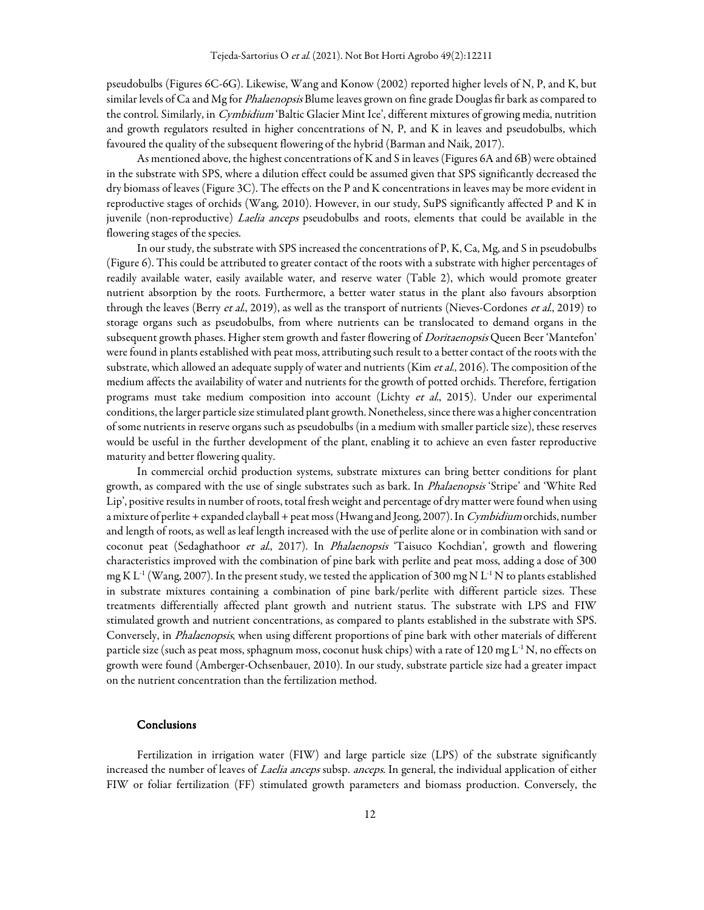pseudobulbs (Figures 6C-6G). Likewise, Wang and Konow (2002) reported higher levels of N, P, and K, but similar levels of Ca and Mg for *Phalaenopsis* Blume leaves grown on fine grade Douglas fir bark as compared to the control. Similarly, in *Cymbidium* 'Baltic Glacier Mint Ice', different mixtures of growing media, nutrition and growth regulators resulted in higher concentrations of N, P, and K in leaves and pseudobulbs, which favoured the quality of the subsequent flowering of the hybrid (Barman and Naik, 2017).

As mentioned above, the highest concentrations of K and S in leaves (Figures 6A and 6B) were obtained in the substrate with SPS, where a dilution effect could be assumed given that SPS significantly decreased the dry biomass of leaves (Figure 3C). The effects on the P and K concentrations in leaves may be more evident in reproductive stages of orchids (Wang, 2010). However, in our study, SuPS significantly affected P and K in juvenile (non-reproductive) *Laelia anceps* pseudobulbs and roots, elements that could be available in the flowering stages of the species.

In our study, the substrate with SPS increased the concentrations of P, K, Ca, Mg, and S in pseudobulbs (Figure 6). This could be attributed to greater contact of the roots with a substrate with higher percentages of readily available water, easily available water, and reserve water (Table 2), which would promote greater nutrient absorption by the roots. Furthermore, a better water status in the plant also favours absorption through the leaves (Berry *et al.*, 2019), as well as the transport of nutrients (Nieves-Cordones *et al.*, 2019) to storage organs such as pseudobulbs, from where nutrients can be translocated to demand organs in the subsequent growth phases. Higher stem growth and faster flowering of *Doritaenopsis* Queen Beer 'Mantefon' were found in plants established with peat moss, attributing such result to a better contact of the roots with the substrate, which allowed an adequate supply of water and nutrients (Kim *et al.*, 2016). The composition of the medium affects the availability of water and nutrients for the growth of potted orchids. Therefore, fertigation programs must take medium composition into account (Lichty *et al.*, 2015). Under our experimental conditions, the larger particle size stimulated plant growth. Nonetheless, since there was a higher concentration of some nutrients in reserve organs such as pseudobulbs (in a medium with smaller particle size), these reserves would be useful in the further development of the plant, enabling it to achieve an even faster reproductive maturity and better flowering quality.

In commercial orchid production systems, substrate mixtures can bring better conditions for plant growth, as compared with the use of single substrates such as bark. In *Phalaenopsis* 'Stripe' and 'White Red Lip', positive results in number of roots, total fresh weight and percentage of dry matter were found when using a mixture of perlite + expanded clayball + peat moss (Hwang and Jeong, 2007). In *Cymbidium* orchids, number and length of roots, as well as leaf length increased with the use of perlite alone or in combination with sand or coconut peat (Sedaghathoor *et al.*, 2017). In *Phalaenopsis* 'Taisuco Kochdian', growth and flowering characteristics improved with the combination of pine bark with perlite and peat moss, adding a dose of 300 mg K $L^{-1}$ (Wang, 2007). In the present study, we tested the application of 300 mg N $L^{-1}$ N to plants established in substrate mixtures containing a combination of pine bark/perlite with different particle sizes. These treatments differentially affected plant growth and nutrient status. The substrate with LPS and FIW stimulated growth and nutrient concentrations, as compared to plants established in the substrate with SPS. Conversely, in *Phalaenopsis*, when using different proportions of pine bark with other materials of different particle size (such as peat moss, sphagnum moss, coconut husk chips) with a rate of 120 mg $L^{-1}$ N, no effects on growth were found (Amberger-Ochsenbauer, 2010). In our study, substrate particle size had a greater impact on the nutrient concentration than the fertilization method.

## Conclusions

Fertilization in irrigation water (FIW) and large particle size (LPS) of the substrate significantly increased the number of leaves of *Laelia anceps* subsp. *anceps*. In general, the individual application of either FIW or foliar fertilization (FF) stimulated growth parameters and biomass production. Conversely, the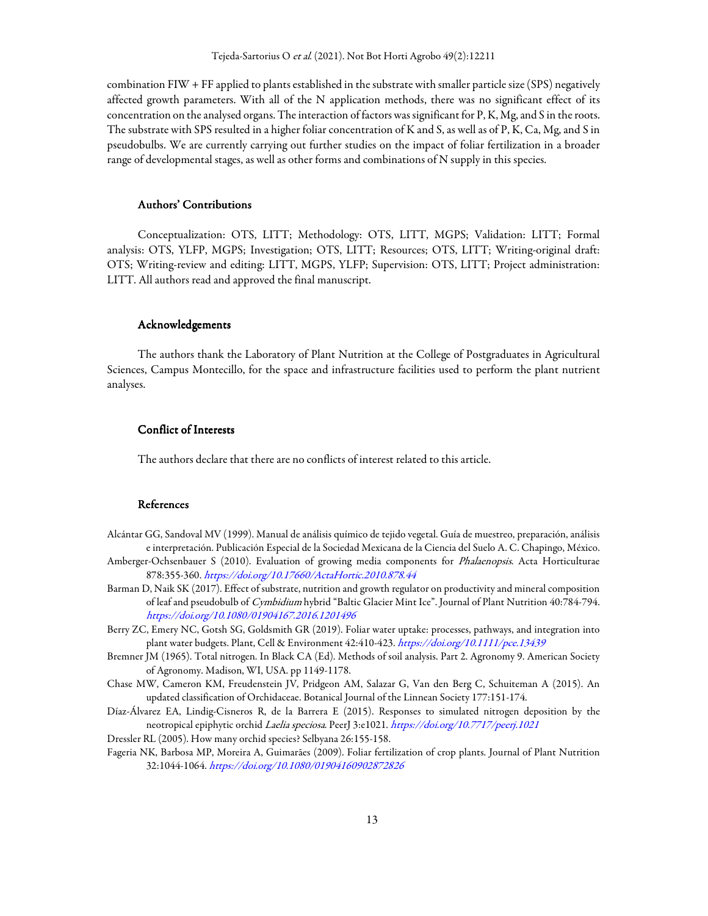combination FIW + FF applied to plants established in the substrate with smaller particle size (SPS) negatively affected growth parameters. With all of the N application methods, there was no significant effect of its concentration on the analysed organs. The interaction of factors was significant for P, K, Mg, and S in the roots. The substrate with SPS resulted in a higher foliar concentration of K and S, as well as of P, K, Ca, Mg, and S in pseudobulbs. We are currently carrying out further studies on the impact of foliar fertilization in a broader range of developmental stages, as well as other forms and combinations of N supply in this species.

## Authors' Contributions

Conceptualization: OTS, LITT; Methodology: OTS, LITT, MGPS; Validation: LITT; Formal analysis: OTS, YLFP, MGPS; Investigation; OTS, LITT; Resources; OTS, LITT; Writing-original draft: OTS; Writing-review and editing: LITT, MGPS, YLFP; Supervision: OTS, LITT; Project administration: LITT. All authors read and approved the final manuscript.

## Acknowledgements

The authors thank the Laboratory of Plant Nutrition at the College of Postgraduates in Agricultural Sciences, Campus Montecillo, for the space and infrastructure facilities used to perform the plant nutrient analyses.

## Conflict of Interests

The authors declare that there are no conflicts of interest related to this article.

## References

Alcántar GG, Sandoval MV (1999). Manual de análisis químico de tejido vegetal. Guía de muestreo, preparación, análisis e interpretación. Publicación Especial de la Sociedad Mexicana de la Ciencia del Suelo A. C. Chapingo, México.

Amberger-Ochsenbauer S (2010). Evaluation of growing media components for *Phalaenopsis*. Acta Horticulturae 878:355-360. *https://doi.org/10.17660/ActaHortic.2010.878.44*

Barman D, Naik SK (2017). Effect of substrate, nutrition and growth regulator on productivity and mineral composition of leaf and pseudobulb of *Cymbidium* hybrid "Baltic Glacier Mint Ice". Journal of Plant Nutrition 40:784-794. *https://doi.org/10.1080/01904167.2016.1201496*

Berry ZC, Emery NC, Gotsh SG, Goldsmith GR (2019). Foliar water uptake: processes, pathways, and integration into plant water budgets. Plant, Cell & Environment 42:410-423. *https://doi.org/10.1111/pce.13439*

Bremner JM (1965). Total nitrogen. In Black CA (Ed). Methods of soil analysis. Part 2. Agronomy 9. American Society of Agronomy. Madison, WI, USA. pp 1149-1178.

Chase MW, Cameron KM, Freudenstein JV, Pridgeon AM, Salazar G, Van den Berg C, Schuiteman A (2015). An updated classification of Orchidaceae. Botanical Journal of the Linnean Society 177:151-174.

Díaz-Álvarez EA, Lindig-Cisneros R, de la Barrera E (2015). Responses to simulated nitrogen deposition by the neotropical epiphytic orchid *Laelia speciosa*. PeerJ 3:e1021. *https://doi.org/10.7717/peerj.1021*

Dressler RL (2005). How many orchid species? Selbyana 26:155-158.

Fageria NK, Barbosa MP, Moreira A, Guimarães (2009). Foliar fertilization of crop plants. Journal of Plant Nutrition 32:1044-1064. *https://doi.org/10.1080/01904160902872826*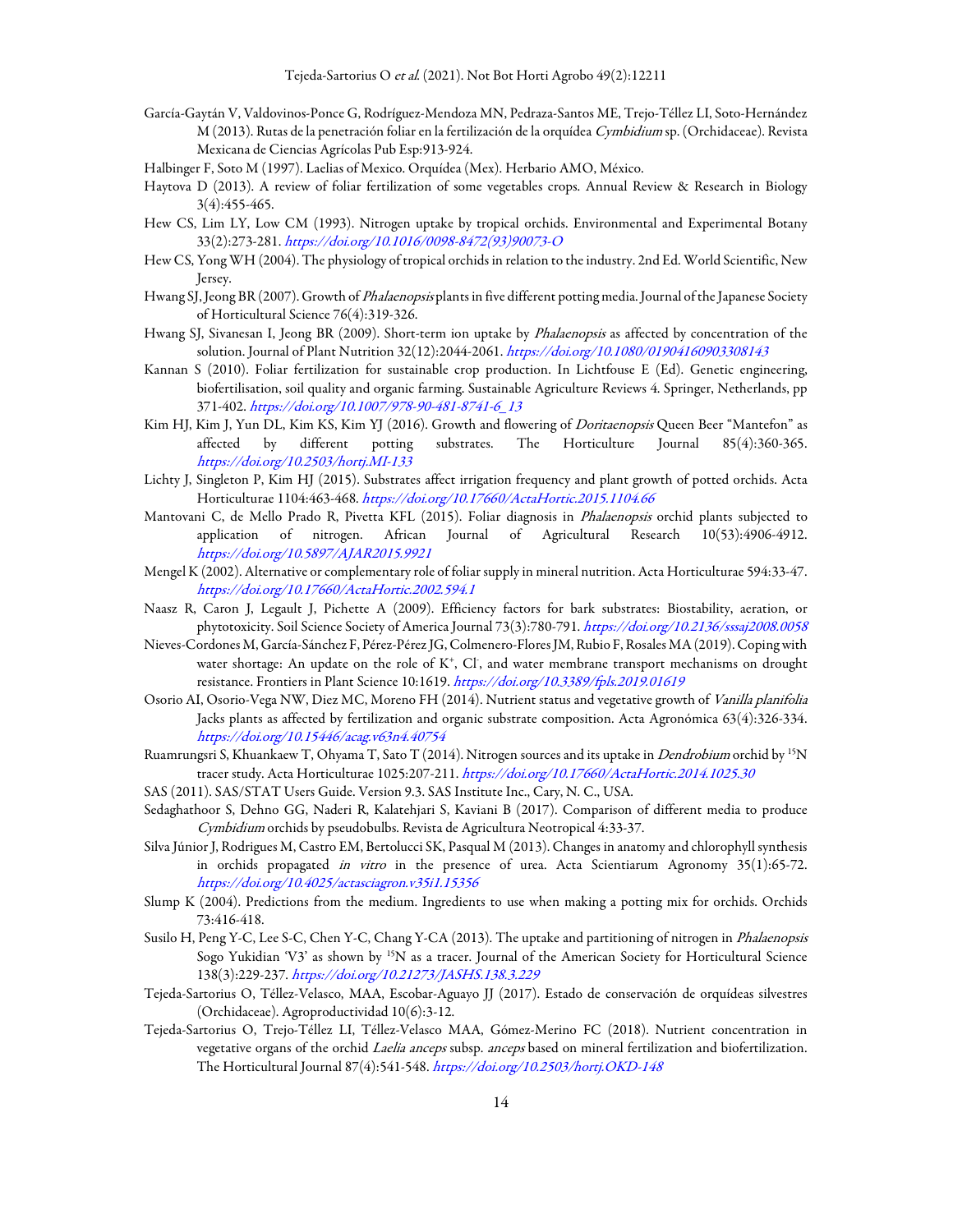García-Gaytán V, Valdovinos-Ponce G, Rodríguez-Mendoza MN, Pedraza-Santos ME, Trejo-Téllez LI, Soto-Hernández M (2013). Rutas de la penetración foliar en la fertilización de la orquídea *Cymbidium* sp. (Orchidaceae). Revista Mexicana de Ciencias Agrícolas Pub Esp:913-924.

Halbinger F, Soto M (1997). Laelias of Mexico. Orquídea (Mex). Herbario AMO, México.

Haytova D (2013). A review of foliar fertilization of some vegetables crops. Annual Review & Research in Biology 3(4):455-465.

Hew CS, Lim LY, Low CM (1993). Nitrogen uptake by tropical orchids. Environmental and Experimental Botany 33(2):273-281. https://doi.org/10.1016/0098-8472(93)90073-O

Hew CS, Yong WH (2004). The physiology of tropical orchids in relation to the industry. 2nd Ed. World Scientific, New Jersey.

Hwang SJ, Jeong BR (2007). Growth of *Phalaenopsis* plants in five different potting media. Journal of the Japanese Society of Horticultural Science 76(4):319-326.

Hwang SJ, Sivanesan I, Jeong BR (2009). Short-term ion uptake by *Phalaenopsis* as affected by concentration of the solution. Journal of Plant Nutrition 32(12):2044-2061. https://doi.org/10.1080/01904160903308143

Kannan S (2010). Foliar fertilization for sustainable crop production. In Lichtfouse E (Ed). Genetic engineering, biofertilisation, soil quality and organic farming. Sustainable Agriculture Reviews 4. Springer, Netherlands, pp 371-402. https://doi.org/10.1007/978-90-481-8741-6_13

Kim HJ, Kim J, Yun DL, Kim KS, Kim YJ (2016). Growth and flowering of *Doritaenopsis* Queen Beer "Mantefon" as affected by different potting substrates. The Horticulture Journal 85(4):360-365. https://doi.org/10.2503/hortj.MI-133

Lichty J, Singleton P, Kim HJ (2015). Substrates affect irrigation frequency and plant growth of potted orchids. Acta Horticulturae 1104:463-468. https://doi.org/10.17660/ActaHortic.2015.1104.66

Mantovani C, de Mello Prado R, Pivetta KFL (2015). Foliar diagnosis in *Phalaenopsis* orchid plants subjected to application of nitrogen. African Journal of Agricultural Research 10(53):4906-4912. https://doi.org/10.5897/AJAR2015.9921

Mengel K (2002). Alternative or complementary role of foliar supply in mineral nutrition. Acta Horticulturae 594:33-47. https://doi.org/10.17660/ActaHortic.2002.594.1

Naasz R, Caron J, Legault J, Pichette A (2009). Efficiency factors for bark substrates: Biostability, aeration, or phytotoxicity. Soil Science Society of America Journal 73(3):780-791. https://doi.org/10.2136/sssaj2008.0058

Nieves-Cordones M, García-Sánchez F, Pérez-Pérez JG, Colmenero-Flores JM, Rubio F, Rosales MA (2019). Coping with water shortage: An update on the role of $K^+$, $Cl^-$, and water membrane transport mechanisms on drought resistance. Frontiers in Plant Science 10:1619. https://doi.org/10.3389/fpls.2019.01619

Osorio AI, Osorio-Vega NW, Diez MC, Moreno FH (2014). Nutrient status and vegetative growth of *Vanilla planifolia* Jacks plants as affected by fertilization and organic substrate composition. Acta Agronómica 63(4):326-334. https://doi.org/10.15446/acag.v63n4.40754

Ruamrungsri S, Khuankaew T, Ohyama T, Sato T (2014). Nitrogen sources and its uptake in *Dendrobium* orchid by $^{15}N$ tracer study. Acta Horticulturae 1025:207-211. https://doi.org/10.17660/ActaHortic.2014.1025.30

SAS (2011). SAS/STAT Users Guide. Version 9.3. SAS Institute Inc., Cary, N. C., USA.

Sedaghathoor S, Dehno GG, Naderi R, Kalatehjari S, Kaviani B (2017). Comparison of different media to produce *Cymbidium* orchids by pseudobulbs. Revista de Agricultura Neotropical 4:33-37.

Silva Júnior J, Rodrigues M, Castro EM, Bertolucci SK, Pasqual M (2013). Changes in anatomy and chlorophyll synthesis in orchids propagated *in vitro* in the presence of urea. Acta Scientiarum Agronomy 35(1):65-72. https://doi.org/10.4025/actasciagron.v35i1.15356

Slump K (2004). Predictions from the medium. Ingredients to use when making a potting mix for orchids. Orchids 73:416-418.

Susilo H, Peng Y-C, Lee S-C, Chen Y-C, Chang Y-CA (2013). The uptake and partitioning of nitrogen in *Phalaenopsis* Sogo Yukidian 'V3' as shown by $^{15}N$ as a tracer. Journal of the American Society for Horticultural Science 138(3):229-237. https://doi.org/10.21273/JASHS.138.3.229

Tejeda-Sartorius O, Téllez-Velasco, MAA, Escobar-Aguayo JJ (2017). Estado de conservación de orquídeas silvestres (Orchidaceae). Agroproductividad 10(6):3-12.

Tejeda-Sartorius O, Trejo-Téllez LI, Téllez-Velasco MAA, Gómez-Merino FC (2018). Nutrient concentration in vegetative organs of the orchid *Laelia anceps* subsp. *anceps* based on mineral fertilization and biofertilization. The Horticultural Journal 87(4):541-548. https://doi.org/10.2503/hortj.OKD-148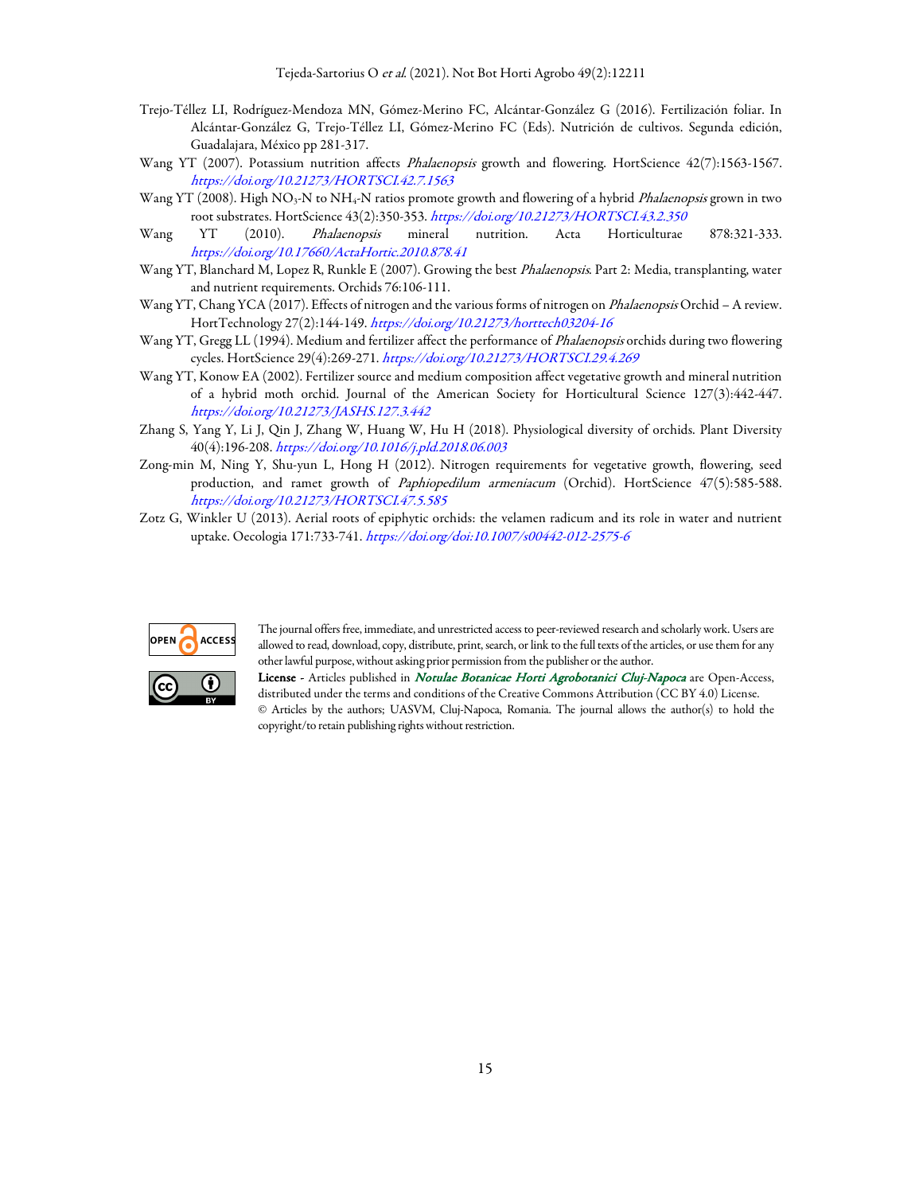Trejo-Téllez LI, Rodríguez-Mendoza MN, Gómez-Merino FC, Alcántar-González G (2016). Fertilización foliar. In Alcántar-González G, Trejo-Téllez LI, Gómez-Merino FC (Eds). Nutrición de cultivos. Segunda edición, Guadalajara, México pp 281-317.

Wang YT (2007). Potassium nutrition affects *Phalaenopsis* growth and flowering. HortScience 42(7):1563-1567. *https://doi.org/10.21273/HORTSCI.42.7.1563*

Wang YT (2008). High $NO_3$-N to $NH_4$-N ratios promote growth and flowering of a hybrid *Phalaenopsis* grown in two root substrates. HortScience 43(2):350-353. *https://doi.org/10.21273/HORTSCI.43.2.350*

Wang YT (2010). *Phalaenopsis* mineral nutrition. Acta Horticulturae 878:321-333. *https://doi.org/10.17660/ActaHortic.2010.878.41*

Wang YT, Blanchard M, Lopez R, Runkle E (2007). Growing the best *Phalaenopsis*. Part 2: Media, transplanting, water and nutrient requirements. Orchids 76:106-111.

Wang YT, Chang YCA (2017). Effects of nitrogen and the various forms of nitrogen on *Phalaenopsis* Orchid – A review. HortTechnology 27(2):144-149. *https://doi.org/10.21273/horttech03204-16*

Wang YT, Gregg LL (1994). Medium and fertilizer affect the performance of *Phalaenopsis* orchids during two flowering cycles. HortScience 29(4):269-271. *https://doi.org/10.21273/HORTSCI.29.4.269*

Wang YT, Konow EA (2002). Fertilizer source and medium composition affect vegetative growth and mineral nutrition of a hybrid moth orchid. Journal of the American Society for Horticultural Science 127(3):442-447. *https://doi.org/10.21273/JASHS.127.3.442*

Zhang S, Yang Y, Li J, Qin J, Zhang W, Huang W, Hu H (2018). Physiological diversity of orchids. Plant Diversity 40(4):196-208. *https://doi.org/10.1016/j.pld.2018.06.003*

Zong-min M, Ning Y, Shu-yun L, Hong H (2012). Nitrogen requirements for vegetative growth, flowering, seed production, and ramet growth of *Paphiopedilum armeniacum* (Orchid). HortScience 47(5):585-588. *https://doi.org/10.21273/HORTSCI.47.5.585*

Zotz G, Winkler U (2013). Aerial roots of epiphytic orchids: the velamen radicum and its role in water and nutrient uptake. Oecologia 171:733-741. *https://doi.org/doi:10.1007/s00442-012-2575-6*

OPEN ACCESS

The journal offers free, immediate, and unrestricted access to peer-reviewed research and scholarly work. Users are allowed to read, download, copy, distribute, print, search, or link to the full texts of the articles, or use them for any other lawful purpose, without asking prior permission from the publisher or the author.

**License** - Articles published in ***Notulae Botanicae Horti Agrobotanici Cluj-Napoca*** are Open-Access, distributed under the terms and conditions of the Creative Commons Attribution (CC BY 4.0) License.
© Articles by the authors; UASVM, Cluj-Napoca, Romania. The journal allows the author(s) to hold the copyright/to retain publishing rights without restriction.